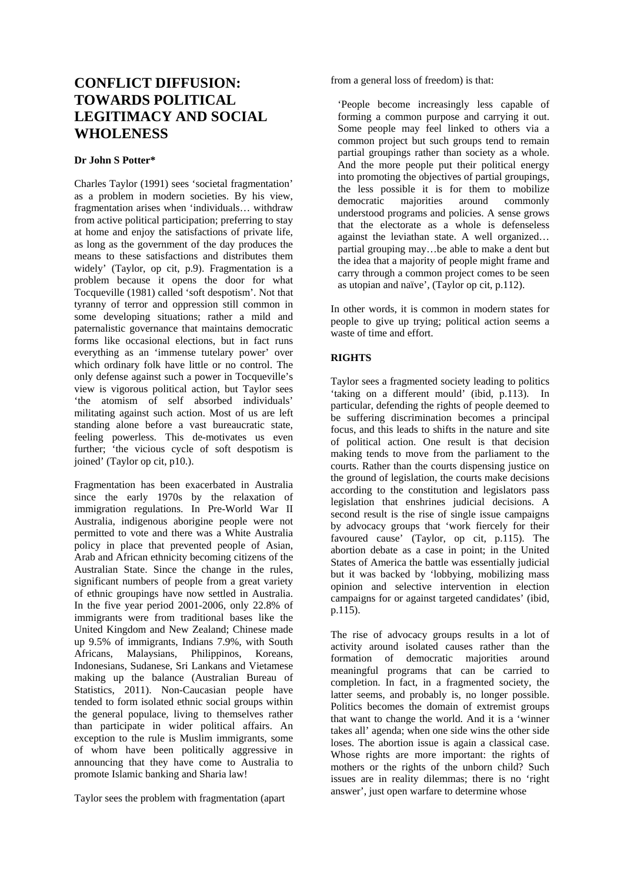# CONFLICT DIFFUSION: TOWARDS POLITICAL LEGITIMACY AND SOCIAL WHOLENESS

**Dr John S Potter***

Charles Taylor (1991) sees 'societal fragmentation' as a problem in modern societies. By his view, fragmentation arises when 'individuals… withdraw from active political participation; preferring to stay at home and enjoy the satisfactions of private life, as long as the government of the day produces the means to these satisfactions and distributes them widely' (Taylor, op cit, p.9). Fragmentation is a problem because it opens the door for what Tocqueville (1981) called 'soft despotism'. Not that tyranny of terror and oppression still common in some developing situations; rather a mild and paternalistic governance that maintains democratic forms like occasional elections, but in fact runs everything as an 'immense tutelary power' over which ordinary folk have little or no control. The only defense against such a power in Tocqueville's view is vigorous political action, but Taylor sees 'the atomism of self absorbed individuals' militating against such action. Most of us are left standing alone before a vast bureaucratic state, feeling powerless. This de-motivates us even further; 'the vicious cycle of soft despotism is joined' (Taylor op cit, p10.).

Fragmentation has been exacerbated in Australia since the early 1970s by the relaxation of immigration regulations. In Pre-World War II Australia, indigenous aborigine people were not permitted to vote and there was a White Australia policy in place that prevented people of Asian, Arab and African ethnicity becoming citizens of the Australian State. Since the change in the rules, significant numbers of people from a great variety of ethnic groupings have now settled in Australia. In the five year period 2001-2006, only 22.8% of immigrants were from traditional bases like the United Kingdom and New Zealand; Chinese made up 9.5% of immigrants, Indians 7.9%, with South Africans, Malaysians, Philippinos, Koreans, Indonesians, Sudanese, Sri Lankans and Vietamese making up the balance (Australian Bureau of Statistics, 2011). Non-Caucasian people have tended to form isolated ethnic social groups within the general populace, living to themselves rather than participate in wider political affairs. An exception to the rule is Muslim immigrants, some of whom have been politically aggressive in announcing that they have come to Australia to promote Islamic banking and Sharia law!

Taylor sees the problem with fragmentation (apart from a general loss of freedom) is that:

> 'People become increasingly less capable of forming a common purpose and carrying it out. Some people may feel linked to others via a common project but such groups tend to remain partial groupings rather than society as a whole. And the more people put their political energy into promoting the objectives of partial groupings, the less possible it is for them to mobilize democratic majorities around commonly understood programs and policies. A sense grows that the electorate as a whole is defenseless against the leviathan state. A well organized… partial grouping may…be able to make a dent but the idea that a majority of people might frame and carry through a common project comes to be seen as utopian and naïve', (Taylor op cit, p.112).

In other words, it is common in modern states for people to give up trying; political action seems a waste of time and effort.

## RIGHTS

Taylor sees a fragmented society leading to politics 'taking on a different mould' (ibid, p.113). In particular, defending the rights of people deemed to be suffering discrimination becomes a principal focus, and this leads to shifts in the nature and site of political action. One result is that decision making tends to move from the parliament to the courts. Rather than the courts dispensing justice on the ground of legislation, the courts make decisions according to the constitution and legislators pass legislation that enshrines judicial decisions. A second result is the rise of single issue campaigns by advocacy groups that 'work fiercely for their favoured cause' (Taylor, op cit, p.115). The abortion debate as a case in point; in the United States of America the battle was essentially judicial but it was backed by 'lobbying, mobilizing mass opinion and selective intervention in election campaigns for or against targeted candidates' (ibid, p.115).

The rise of advocacy groups results in a lot of activity around isolated causes rather than the formation of democratic majorities around meaningful programs that can be carried to completion. In fact, in a fragmented society, the latter seems, and probably is, no longer possible. Politics becomes the domain of extremist groups that want to change the world. And it is a 'winner takes all' agenda; when one side wins the other side loses. The abortion issue is again a classical case. Whose rights are more important: the rights of mothers or the rights of the unborn child? Such issues are in reality dilemmas; there is no 'right answer', just open warfare to determine whose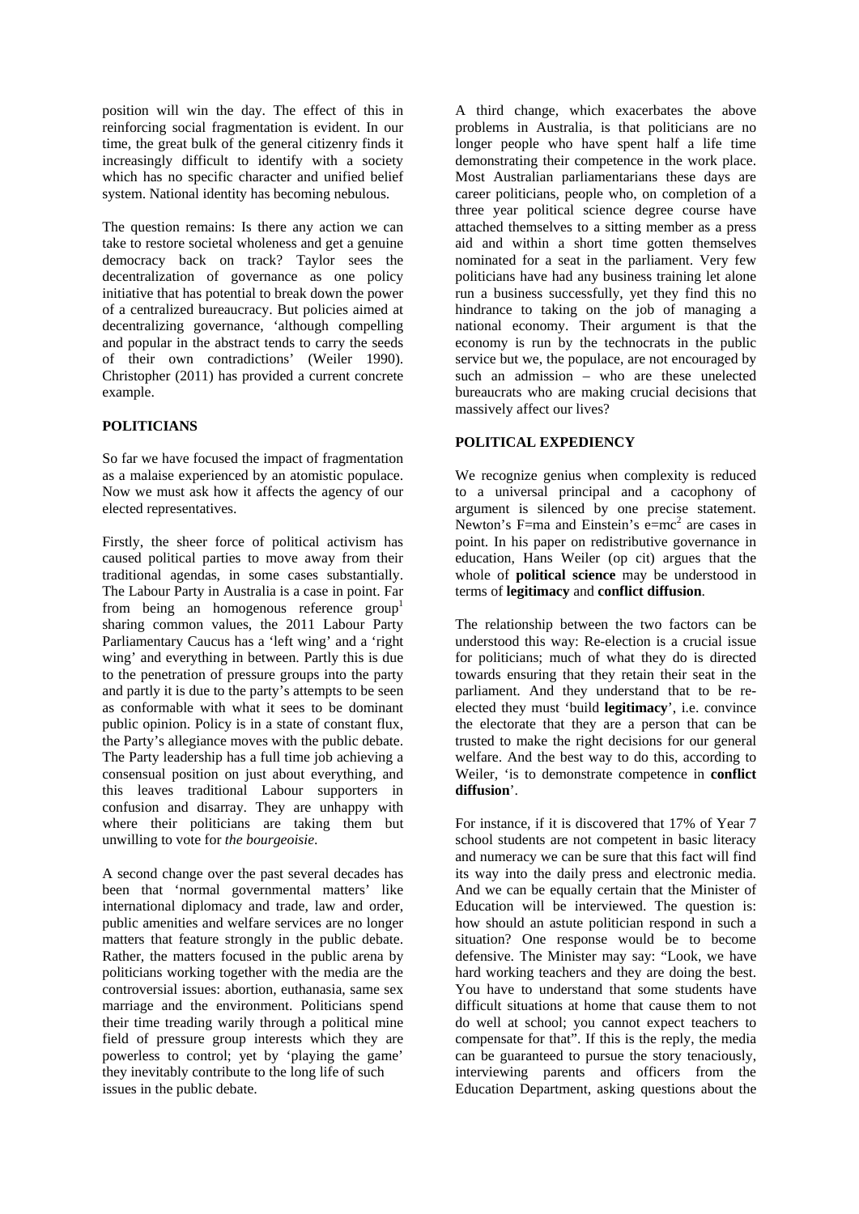position will win the day. The effect of this in reinforcing social fragmentation is evident. In our time, the great bulk of the general citizenry finds it increasingly difficult to identify with a society which has no specific character and unified belief system. National identity has becoming nebulous.

The question remains: Is there any action we can take to restore societal wholeness and get a genuine democracy back on track? Taylor sees the decentralization of governance as one policy initiative that has potential to break down the power of a centralized bureaucracy. But policies aimed at decentralizing governance, 'although compelling and popular in the abstract tends to carry the seeds of their own contradictions' (Weiler 1990). Christopher (2011) has provided a current concrete example.

**POLITICIANS**

So far we have focused the impact of fragmentation as a malaise experienced by an atomistic populace. Now we must ask how it affects the agency of our elected representatives.

Firstly, the sheer force of political activism has caused political parties to move away from their traditional agendas, in some cases substantially. The Labour Party in Australia is a case in point. Far from being an homogenous reference group[1] sharing common values, the 2011 Labour Party Parliamentary Caucus has a 'left wing' and a 'right wing' and everything in between. Partly this is due to the penetration of pressure groups into the party and partly it is due to the party's attempts to be seen as conformable with what it sees to be dominant public opinion. Policy is in a state of constant flux, the Party's allegiance moves with the public debate. The Party leadership has a full time job achieving a consensual position on just about everything, and this leaves traditional Labour supporters in confusion and disarray. They are unhappy with where their politicians are taking them but unwilling to vote for *the bourgeoisie*.

A second change over the past several decades has been that 'normal governmental matters' like international diplomacy and trade, law and order, public amenities and welfare services are no longer matters that feature strongly in the public debate. Rather, the matters focused in the public arena by politicians working together with the media are the controversial issues: abortion, euthanasia, same sex marriage and the environment. Politicians spend their time treading warily through a political mine field of pressure group interests which they are powerless to control; yet by 'playing the game' they inevitably contribute to the long life of such issues in the public debate.

A third change, which exacerbates the above problems in Australia, is that politicians are no longer people who have spent half a life time demonstrating their competence in the work place. Most Australian parliamentarians these days are career politicians, people who, on completion of a three year political science degree course have attached themselves to a sitting member as a press aid and within a short time gotten themselves nominated for a seat in the parliament. Very few politicians have had any business training let alone run a business successfully, yet they find this no hindrance to taking on the job of managing a national economy. Their argument is that the economy is run by the technocrats in the public service but we, the populace, are not encouraged by such an admission – who are these unelected bureaucrats who are making crucial decisions that massively affect our lives?

**POLITICAL EXPEDIENCY**

We recognize genius when complexity is reduced to a universal principal and a cacophony of argument is silenced by one precise statement. Newton's F=ma and Einstein's $e=mc^2$ are cases in point. In his paper on redistributive governance in education, Hans Weiler (op cit) argues that the whole of **political science** may be understood in terms of **legitimacy** and **conflict diffusion**.

The relationship between the two factors can be understood this way: Re-election is a crucial issue for politicians; much of what they do is directed towards ensuring that they retain their seat in the parliament. And they understand that to be re-elected they must 'build **legitimacy**', i.e. convince the electorate that they are a person that can be trusted to make the right decisions for our general welfare. And the best way to do this, according to Weiler, 'is to demonstrate competence in **conflict diffusion**'.

For instance, if it is discovered that 17% of Year 7 school students are not competent in basic literacy and numeracy we can be sure that this fact will find its way into the daily press and electronic media. And we can be equally certain that the Minister of Education will be interviewed. The question is: how should an astute politician respond in such a situation? One response would be to become defensive. The Minister may say: "Look, we have hard working teachers and they are doing the best. You have to understand that some students have difficult situations at home that cause them to not do well at school; you cannot expect teachers to compensate for that". If this is the reply, the media can be guaranteed to pursue the story tenaciously, interviewing parents and officers from the Education Department, asking questions about the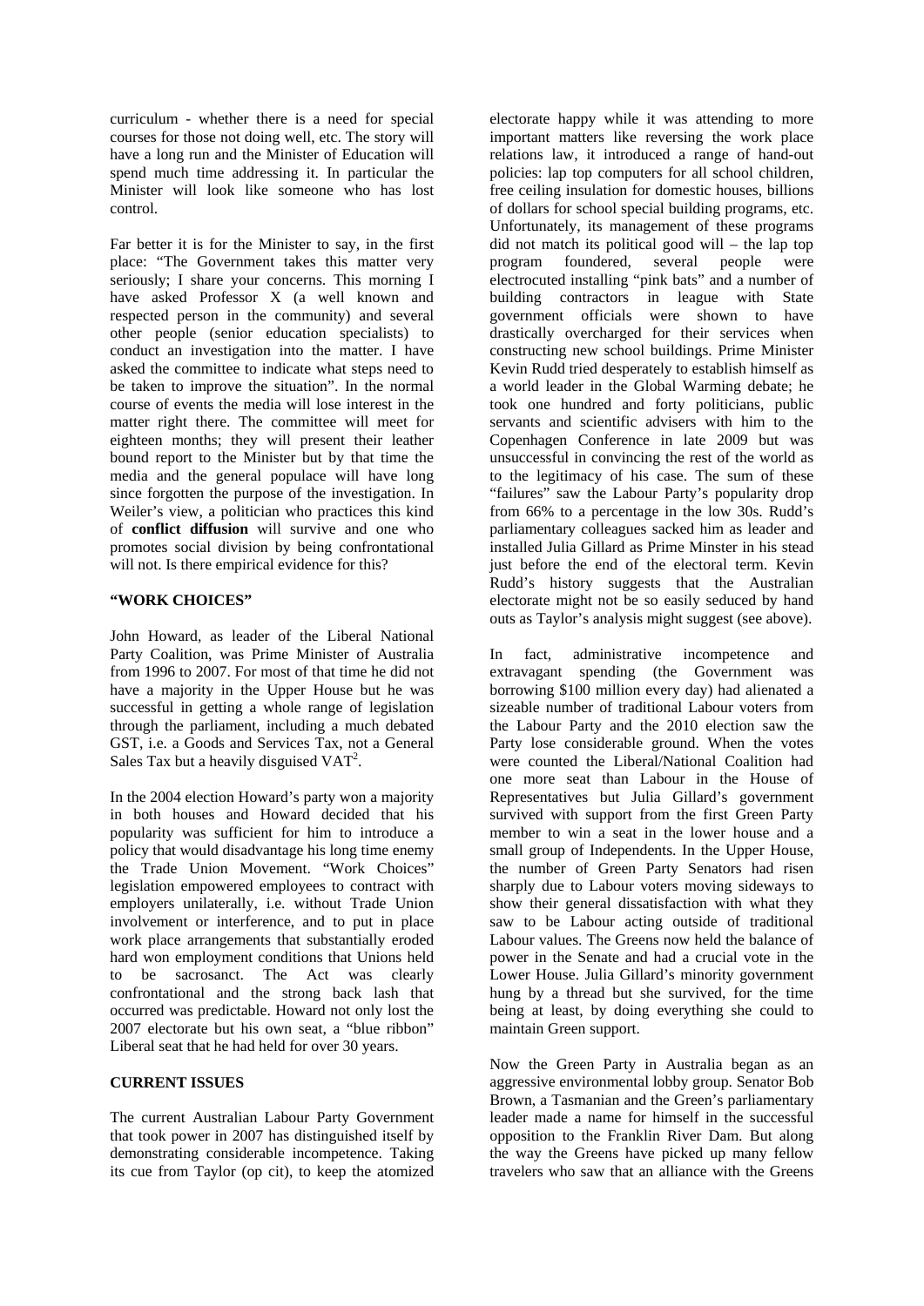curriculum - whether there is a need for special courses for those not doing well, etc. The story will have a long run and the Minister of Education will spend much time addressing it. In particular the Minister will look like someone who has lost control.

Far better it is for the Minister to say, in the first place: "The Government takes this matter very seriously; I share your concerns. This morning I have asked Professor X (a well known and respected person in the community) and several other people (senior education specialists) to conduct an investigation into the matter. I have asked the committee to indicate what steps need to be taken to improve the situation". In the normal course of events the media will lose interest in the matter right there. The committee will meet for eighteen months; they will present their leather bound report to the Minister but by that time the media and the general populace will have long since forgotten the purpose of the investigation. In Weiler's view, a politician who practices this kind of **conflict diffusion** will survive and one who promotes social division by being confrontational will not. Is there empirical evidence for this?

**"WORK CHOICES"**

John Howard, as leader of the Liberal National Party Coalition, was Prime Minister of Australia from 1996 to 2007. For most of that time he did not have a majority in the Upper House but he was successful in getting a whole range of legislation through the parliament, including a much debated GST, i.e. a Goods and Services Tax, not a General Sales Tax but a heavily disguised VAT[2].

In the 2004 election Howard's party won a majority in both houses and Howard decided that his popularity was sufficient for him to introduce a policy that would disadvantage his long time enemy the Trade Union Movement. "Work Choices" legislation empowered employees to contract with employers unilaterally, i.e. without Trade Union involvement or interference, and to put in place work place arrangements that substantially eroded hard won employment conditions that Unions held to be sacrosanct. The Act was clearly confrontational and the strong back lash that occurred was predictable. Howard not only lost the 2007 electorate but his own seat, a "blue ribbon" Liberal seat that he had held for over 30 years.

**CURRENT ISSUES**

The current Australian Labour Party Government that took power in 2007 has distinguished itself by demonstrating considerable incompetence. Taking its cue from Taylor (op cit), to keep the atomized electorate happy while it was attending to more important matters like reversing the work place relations law, it introduced a range of hand-out policies: lap top computers for all school children, free ceiling insulation for domestic houses, billions of dollars for school special building programs, etc. Unfortunately, its management of these programs did not match its political good will – the lap top program foundered, several people were electrocuted installing "pink bats" and a number of building contractors in league with State government officials were shown to have drastically overcharged for their services when constructing new school buildings. Prime Minister Kevin Rudd tried desperately to establish himself as a world leader in the Global Warming debate; he took one hundred and forty politicians, public servants and scientific advisers with him to the Copenhagen Conference in late 2009 but was unsuccessful in convincing the rest of the world as to the legitimacy of his case. The sum of these "failures" saw the Labour Party's popularity drop from 66% to a percentage in the low 30s. Rudd's parliamentary colleagues sacked him as leader and installed Julia Gillard as Prime Minster in his stead just before the end of the electoral term. Kevin Rudd's history suggests that the Australian electorate might not be so easily seduced by hand outs as Taylor's analysis might suggest (see above).

In fact, administrative incompetence and extravagant spending (the Government was borrowing $100 million every day) had alienated a sizeable number of traditional Labour voters from the Labour Party and the 2010 election saw the Party lose considerable ground. When the votes were counted the Liberal/National Coalition had one more seat than Labour in the House of Representatives but Julia Gillard's government survived with support from the first Green Party member to win a seat in the lower house and a small group of Independents. In the Upper House, the number of Green Party Senators had risen sharply due to Labour voters moving sideways to show their general dissatisfaction with what they saw to be Labour acting outside of traditional Labour values. The Greens now held the balance of power in the Senate and had a crucial vote in the Lower House. Julia Gillard's minority government hung by a thread but she survived, for the time being at least, by doing everything she could to maintain Green support.

Now the Green Party in Australia began as an aggressive environmental lobby group. Senator Bob Brown, a Tasmanian and the Green's parliamentary leader made a name for himself in the successful opposition to the Franklin River Dam. But along the way the Greens have picked up many fellow travelers who saw that an alliance with the Greens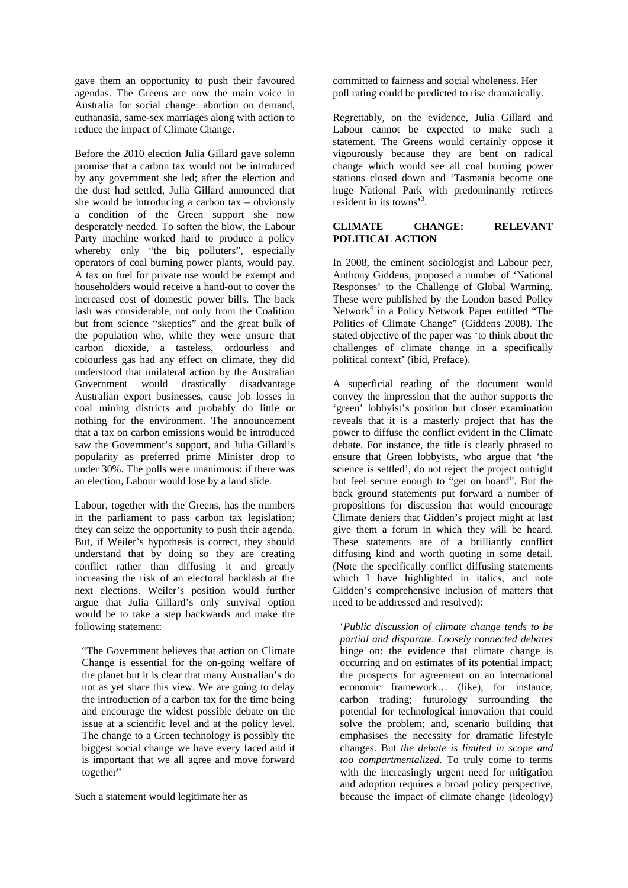gave them an opportunity to push their favoured agendas. The Greens are now the main voice in Australia for social change: abortion on demand, euthanasia, same-sex marriages along with action to reduce the impact of Climate Change.

Before the 2010 election Julia Gillard gave solemn promise that a carbon tax would not be introduced by any government she led; after the election and the dust had settled, Julia Gillard announced that she would be introducing a carbon tax – obviously a condition of the Green support she now desperately needed. To soften the blow, the Labour Party machine worked hard to produce a policy whereby only "the big polluters", especially operators of coal burning power plants, would pay. A tax on fuel for private use would be exempt and householders would receive a hand-out to cover the increased cost of domestic power bills. The back lash was considerable, not only from the Coalition but from science "skeptics" and the great bulk of the population who, while they were unsure that carbon dioxide, a tasteless, ordourless and colourless gas had any effect on climate, they did understood that unilateral action by the Australian Government would drastically disadvantage Australian export businesses, cause job losses in coal mining districts and probably do little or nothing for the environment. The announcement that a tax on carbon emissions would be introduced saw the Government's support, and Julia Gillard's popularity as preferred prime Minister drop to under 30%. The polls were unanimous: if there was an election, Labour would lose by a land slide.

Labour, together with the Greens, has the numbers in the parliament to pass carbon tax legislation; they can seize the opportunity to push their agenda. But, if Weiler's hypothesis is correct, they should understand that by doing so they are creating conflict rather than diffusing it and greatly increasing the risk of an electoral backlash at the next elections. Weiler's position would further argue that Julia Gillard's only survival option would be to take a step backwards and make the following statement:

> "The Government believes that action on Climate Change is essential for the on-going welfare of the planet but it is clear that many Australian's do not as yet share this view. We are going to delay the introduction of a carbon tax for the time being and encourage the widest possible debate on the issue at a scientific level and at the policy level. The change to a Green technology is possibly the biggest social change we have every faced and it is important that we all agree and move forward together"

Such a statement would legitimate her as committed to fairness and social wholeness. Her poll rating could be predicted to rise dramatically.

Regrettably, on the evidence, Julia Gillard and Labour cannot be expected to make such a statement. The Greens would certainly oppose it vigourously because they are bent on radical change which would see all coal burning power stations closed down and 'Tasmania become one huge National Park with predominantly retirees resident in its towns'[3].

## CLIMATE CHANGE: RELEVANT POLITICAL ACTION

In 2008, the eminent sociologist and Labour peer, Anthony Giddens, proposed a number of 'National Responses' to the Challenge of Global Warming. These were published by the London based Policy Network[4] in a Policy Network Paper entitled "The Politics of Climate Change" (Giddens 2008). The stated objective of the paper was 'to think about the challenges of climate change in a specifically political context' (ibid, Preface).

A superficial reading of the document would convey the impression that the author supports the 'green' lobbyist's position but closer examination reveals that it is a masterly project that has the power to diffuse the conflict evident in the Climate debate. For instance, the title is clearly phrased to ensure that Green lobbyists, who argue that 'the science is settled', do not reject the project outright but feel secure enough to "get on board". But the back ground statements put forward a number of propositions for discussion that would encourage Climate deniers that Gidden's project might at last give them a forum in which they will be heard. These statements are of a brilliantly conflict diffusing kind and worth quoting in some detail. (Note the specifically conflict diffusing statements which I have highlighted in italics, and note Gidden's comprehensive inclusion of matters that need to be addressed and resolved):

> '*Public discussion of climate change tends to be partial and disparate. Loosely connected debates* hinge on: the evidence that climate change is occurring and on estimates of its potential impact; the prospects for agreement on an international economic framework… (like), for instance, carbon trading; futurology surrounding the potential for technological innovation that could solve the problem; and, scenario building that emphasises the necessity for dramatic lifestyle changes. But *the debate is limited in scope and too compartmentalized.* To truly come to terms with the increasingly urgent need for mitigation and adoption requires a broad policy perspective, because the impact of climate change (ideology)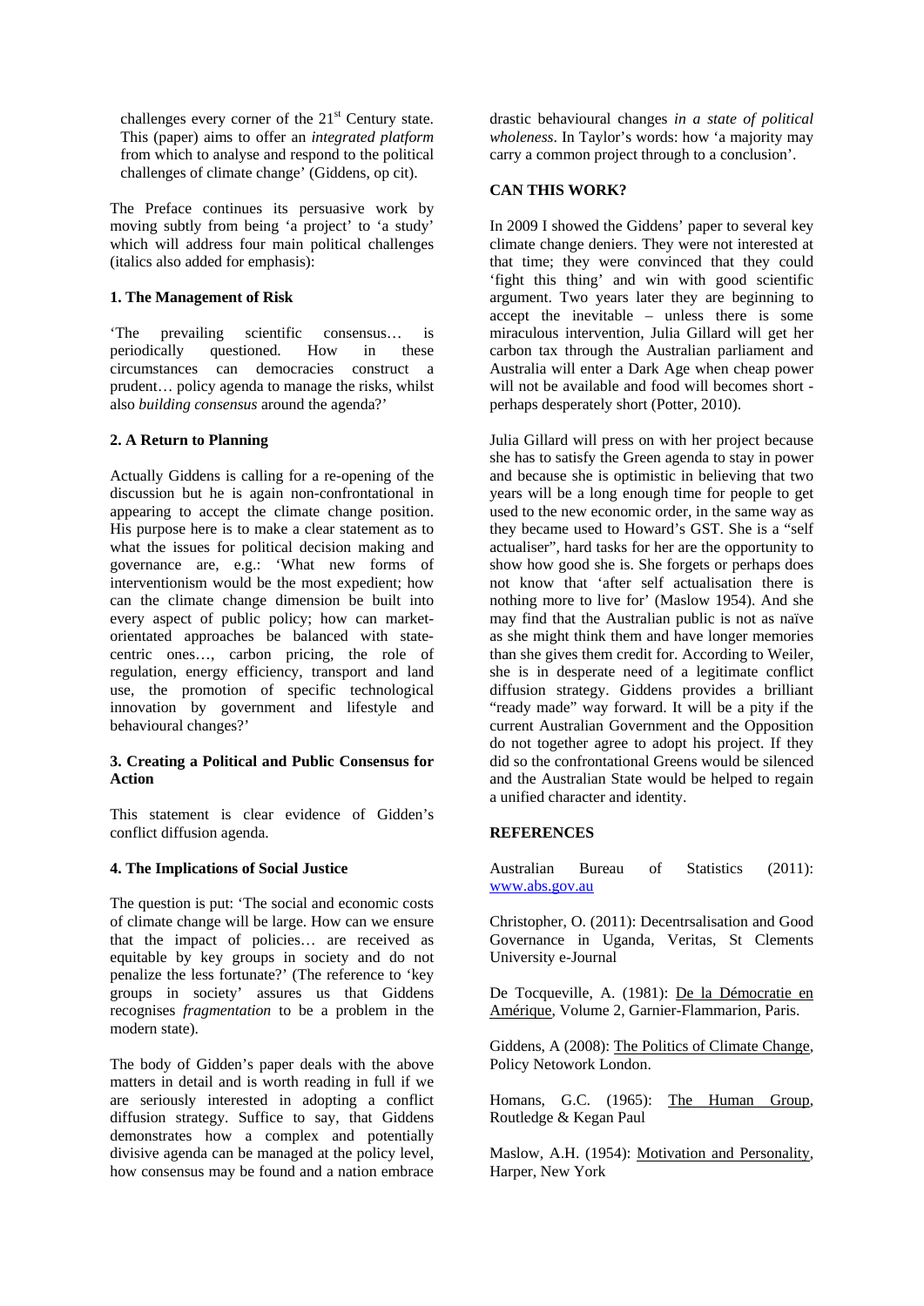challenges every corner of the 21st Century state. This (paper) aims to offer an *integrated platform* from which to analyse and respond to the political challenges of climate change' (Giddens, op cit).

The Preface continues its persuasive work by moving subtly from being 'a project' to 'a study' which will address four main political challenges (italics also added for emphasis):

**1. The Management of Risk**

'The prevailing scientific consensus… is periodically questioned. How in these circumstances can democracies construct a prudent… policy agenda to manage the risks, whilst also *building consensus* around the agenda?'

**2. A Return to Planning**

Actually Giddens is calling for a re-opening of the discussion but he is again non-confrontational in appearing to accept the climate change position. His purpose here is to make a clear statement as to what the issues for political decision making and governance are, e.g.: 'What new forms of interventionism would be the most expedient; how can the climate change dimension be built into every aspect of public policy; how can market-orientated approaches be balanced with state-centric ones…, carbon pricing, the role of regulation, energy efficiency, transport and land use, the promotion of specific technological innovation by government and lifestyle and behavioural changes?'

**3. Creating a Political and Public Consensus for Action**

This statement is clear evidence of Gidden's conflict diffusion agenda.

**4. The Implications of Social Justice**

The question is put: 'The social and economic costs of climate change will be large. How can we ensure that the impact of policies… are received as equitable by key groups in society and do not penalize the less fortunate?' (The reference to 'key groups in society' assures us that Giddens recognises *fragmentation* to be a problem in the modern state).

The body of Gidden's paper deals with the above matters in detail and is worth reading in full if we are seriously interested in adopting a conflict diffusion strategy. Suffice to say, that Giddens demonstrates how a complex and potentially divisive agenda can be managed at the policy level, how consensus may be found and a nation embrace drastic behavioural changes *in a state of political wholeness*. In Taylor's words: how 'a majority may carry a common project through to a conclusion'.

**CAN THIS WORK?**

In 2009 I showed the Giddens' paper to several key climate change deniers. They were not interested at that time; they were convinced that they could 'fight this thing' and win with good scientific argument. Two years later they are beginning to accept the inevitable – unless there is some miraculous intervention, Julia Gillard will get her carbon tax through the Australian parliament and Australia will enter a Dark Age when cheap power will not be available and food will becomes short - perhaps desperately short (Potter, 2010).

Julia Gillard will press on with her project because she has to satisfy the Green agenda to stay in power and because she is optimistic in believing that two years will be a long enough time for people to get used to the new economic order, in the same way as they became used to Howard's GST. She is a "self actualiser", hard tasks for her are the opportunity to show how good she is. She forgets or perhaps does not know that 'after self actualisation there is nothing more to live for' (Maslow 1954). And she may find that the Australian public is not as naïve as she might think them and have longer memories than she gives them credit for. According to Weiler, she is in desperate need of a legitimate conflict diffusion strategy. Giddens provides a brilliant "ready made" way forward. It will be a pity if the current Australian Government and the Opposition do not together agree to adopt his project. If they did so the confrontational Greens would be silenced and the Australian State would be helped to regain a unified character and identity.

**REFERENCES**

Australian Bureau of Statistics (2011): www.abs.gov.au

Christopher, O. (2011): Decentrsalisation and Good Governance in Uganda, Veritas, St Clements University e-Journal

De Tocqueville, A. (1981): De la Démocratie en Amérique, Volume 2, Garnier-Flammarion, Paris.

Giddens, A (2008): The Politics of Climate Change, Policy Netowork London.

Homans, G.C. (1965): The Human Group, Routledge & Kegan Paul

Maslow, A.H. (1954): Motivation and Personality, Harper, New York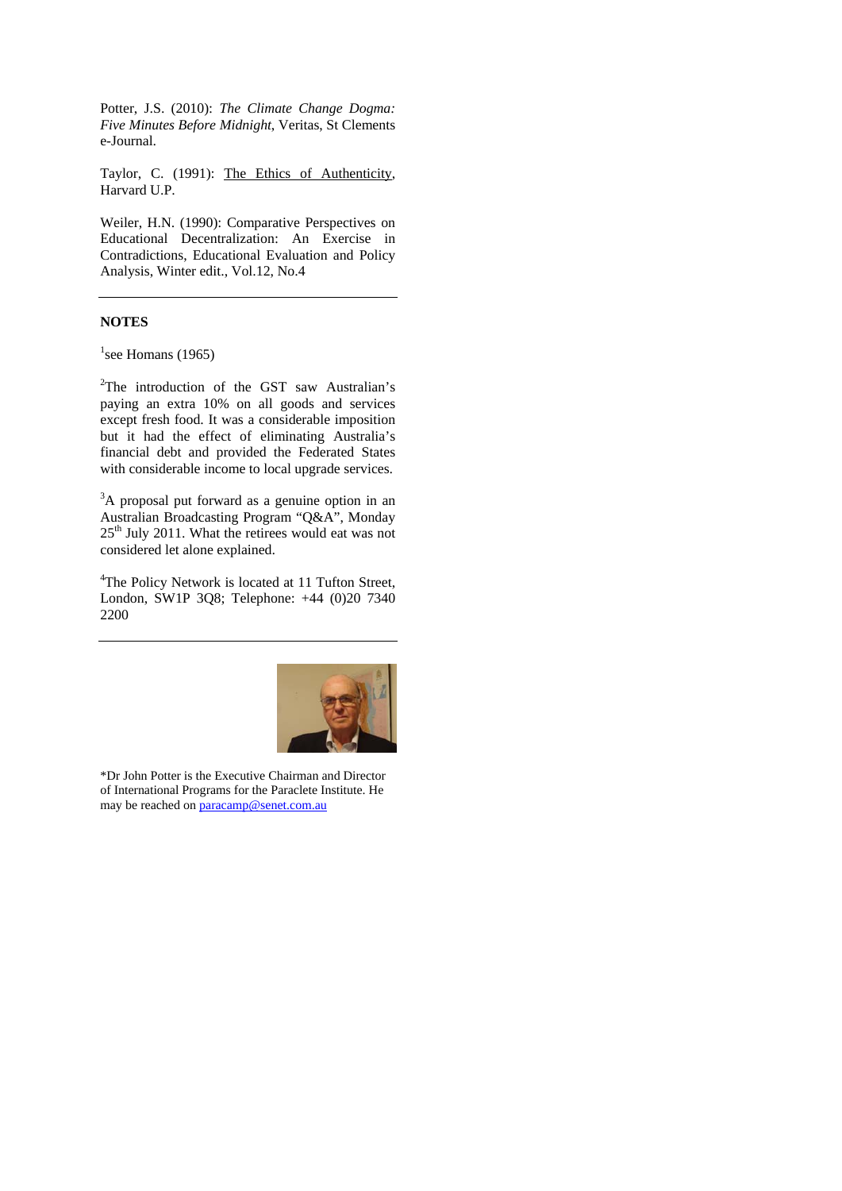Potter, J.S. (2010): *The Climate Change Dogma: Five Minutes Before Midnight*, Veritas, St Clements e-Journal.

Taylor, C. (1991): The Ethics of Authenticity, Harvard U.P.

Weiler, H.N. (1990): Comparative Perspectives on Educational Decentralization: An Exercise in Contradictions, Educational Evaluation and Policy Analysis, Winter edit., Vol.12, No.4

---

**NOTES**

[1]see Homans (1965)

[2]The introduction of the GST saw Australian's paying an extra 10% on all goods and services except fresh food. It was a considerable imposition but it had the effect of eliminating Australia's financial debt and provided the Federated States with considerable income to local upgrade services.

[3]A proposal put forward as a genuine option in an Australian Broadcasting Program "Q&A", Monday 25th July 2011. What the retirees would eat was not considered let alone explained.

[4]The Policy Network is located at 11 Tufton Street, London, SW1P 3Q8; Telephone: +44 (0)20 7340 2200

---

*Dr John Potter is the Executive Chairman and Director of International Programs for the Paraclete Institute. He may be reached on paracamp@senet.com.au